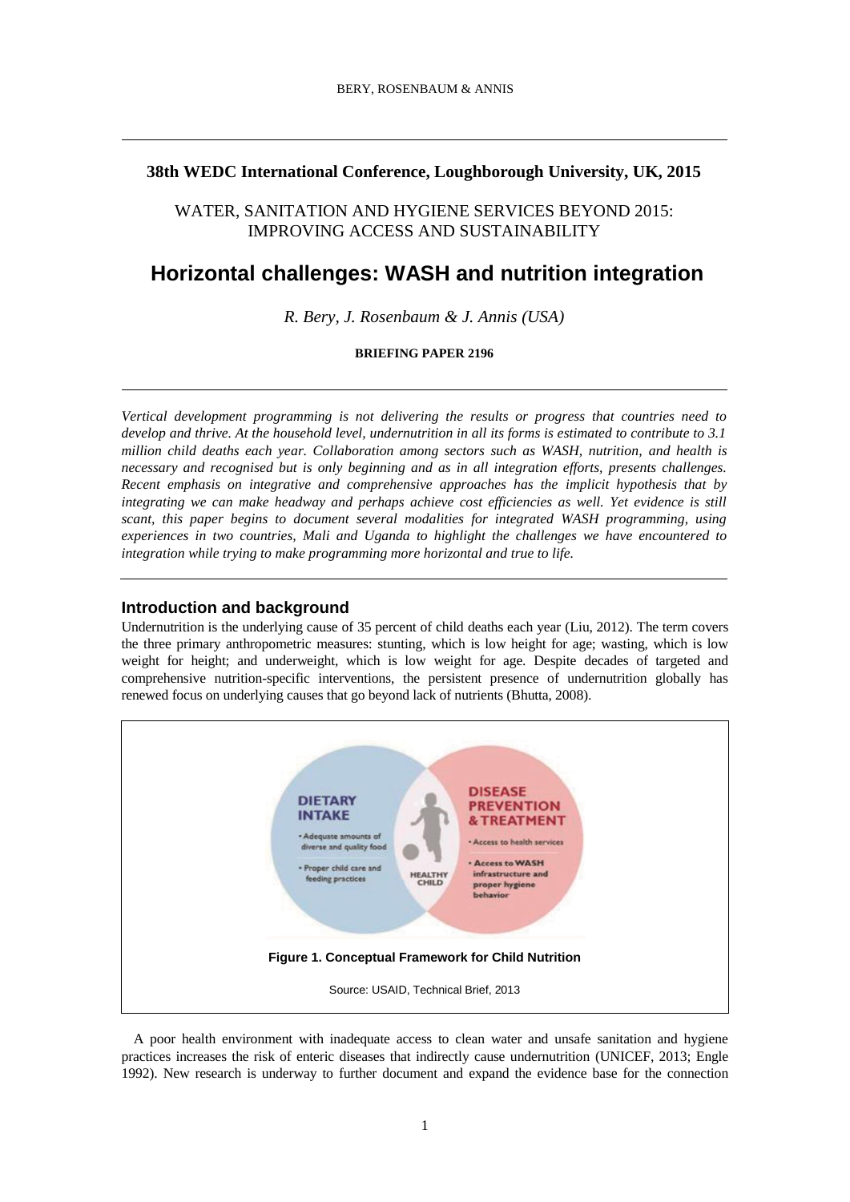## 38th WEDC International Conference, Loughborough University, UK, 2015

WATER, SANITATION AND HYGIENE SERVICES BEYOND 2015: IMPROVING ACCESS AND SUSTAINABILITY

# Horizontal challenges: WASH and nutrition integration

*R. Bery, J. Rosenbaum & J. Annis (USA)*

**BRIEFING PAPER 2196**

*Vertical development programming is not delivering the results or progress that countries need to develop and thrive. At the household level, undernutrition in all its forms is estimated to contribute to 3.1 million child deaths each year. Collaboration among sectors such as WASH, nutrition, and health is necessary and recognised but is only beginning and as in all integration efforts, presents challenges. Recent emphasis on integrative and comprehensive approaches has the implicit hypothesis that by integrating we can make headway and perhaps achieve cost efficiencies as well. Yet evidence is still scant, this paper begins to document several modalities for integrated WASH programming, using experiences in two countries, Mali and Uganda to highlight the challenges we have encountered to integration while trying to make programming more horizontal and true to life.*

## Introduction and background

Undernutrition is the underlying cause of 35 percent of child deaths each year (Liu, 2012). The term covers the three primary anthropometric measures: stunting, which is low height for age; wasting, which is low weight for height; and underweight, which is low weight for age. Despite decades of targeted and comprehensive nutrition-specific interventions, the persistent presence of undernutrition globally has renewed focus on underlying causes that go beyond lack of nutrients (Bhutta, 2008).

**Figure 1. Conceptual Framework for Child Nutrition**

Source: USAID, Technical Brief, 2013

A poor health environment with inadequate access to clean water and unsafe sanitation and hygiene practices increases the risk of enteric diseases that indirectly cause undernutrition (UNICEF, 2013; Engle 1992). New research is underway to further document and expand the evidence base for the connection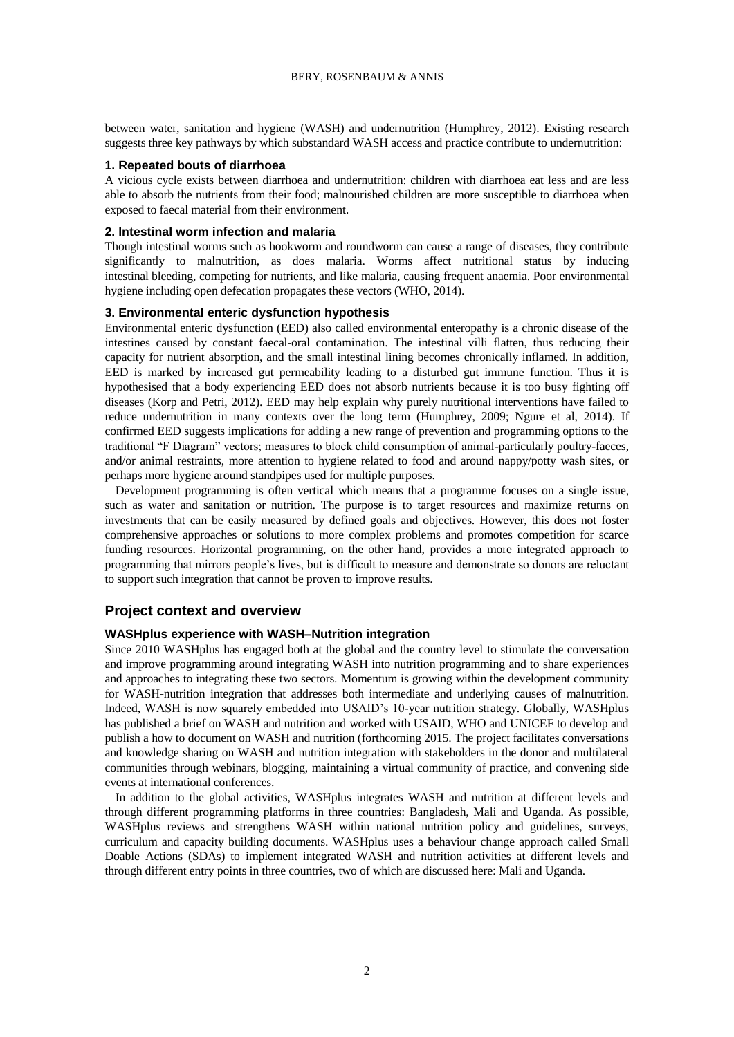between water, sanitation and hygiene (WASH) and undernutrition (Humphrey, 2012). Existing research suggests three key pathways by which substandard WASH access and practice contribute to undernutrition:

#### 1. Repeated bouts of diarrhoea

A vicious cycle exists between diarrhoea and undernutrition: children with diarrhoea eat less and are less able to absorb the nutrients from their food; malnourished children are more susceptible to diarrhoea when exposed to faecal material from their environment.

#### 2. Intestinal worm infection and malaria

Though intestinal worms such as hookworm and roundworm can cause a range of diseases, they contribute significantly to malnutrition, as does malaria. Worms affect nutritional status by inducing intestinal bleeding, competing for nutrients, and like malaria, causing frequent anaemia. Poor environmental hygiene including open defecation propagates these vectors (WHO, 2014).

#### 3. Environmental enteric dysfunction hypothesis

Environmental enteric dysfunction (EED) also called environmental enteropathy is a chronic disease of the intestines caused by constant faecal-oral contamination. The intestinal villi flatten, thus reducing their capacity for nutrient absorption, and the small intestinal lining becomes chronically inflamed. In addition, EED is marked by increased gut permeability leading to a disturbed gut immune function. Thus it is hypothesised that a body experiencing EED does not absorb nutrients because it is too busy fighting off diseases (Korp and Petri, 2012). EED may help explain why purely nutritional interventions have failed to reduce undernutrition in many contexts over the long term (Humphrey, 2009; Ngure et al, 2014). If confirmed EED suggests implications for adding a new range of prevention and programming options to the traditional "F Diagram" vectors; measures to block child consumption of animal-particularly poultry-faeces, and/or animal restraints, more attention to hygiene related to food and around nappy/potty wash sites, or perhaps more hygiene around standpipes used for multiple purposes.

Development programming is often vertical which means that a programme focuses on a single issue, such as water and sanitation or nutrition. The purpose is to target resources and maximize returns on investments that can be easily measured by defined goals and objectives. However, this does not foster comprehensive approaches or solutions to more complex problems and promotes competition for scarce funding resources. Horizontal programming, on the other hand, provides a more integrated approach to programming that mirrors people's lives, but is difficult to measure and demonstrate so donors are reluctant to support such integration that cannot be proven to improve results.

## Project context and overview

### WASHplus experience with WASH–Nutrition integration

Since 2010 WASHplus has engaged both at the global and the country level to stimulate the conversation and improve programming around integrating WASH into nutrition programming and to share experiences and approaches to integrating these two sectors. Momentum is growing within the development community for WASH-nutrition integration that addresses both intermediate and underlying causes of malnutrition. Indeed, WASH is now squarely embedded into USAID's 10-year nutrition strategy. Globally, WASHplus has published a brief on WASH and nutrition and worked with USAID, WHO and UNICEF to develop and publish a how to document on WASH and nutrition (forthcoming 2015. The project facilitates conversations and knowledge sharing on WASH and nutrition integration with stakeholders in the donor and multilateral communities through webinars, blogging, maintaining a virtual community of practice, and convening side events at international conferences.

In addition to the global activities, WASHplus integrates WASH and nutrition at different levels and through different programming platforms in three countries: Bangladesh, Mali and Uganda. As possible, WASHplus reviews and strengthens WASH within national nutrition policy and guidelines, surveys, curriculum and capacity building documents. WASHplus uses a behaviour change approach called Small Doable Actions (SDAs) to implement integrated WASH and nutrition activities at different levels and through different entry points in three countries, two of which are discussed here: Mali and Uganda.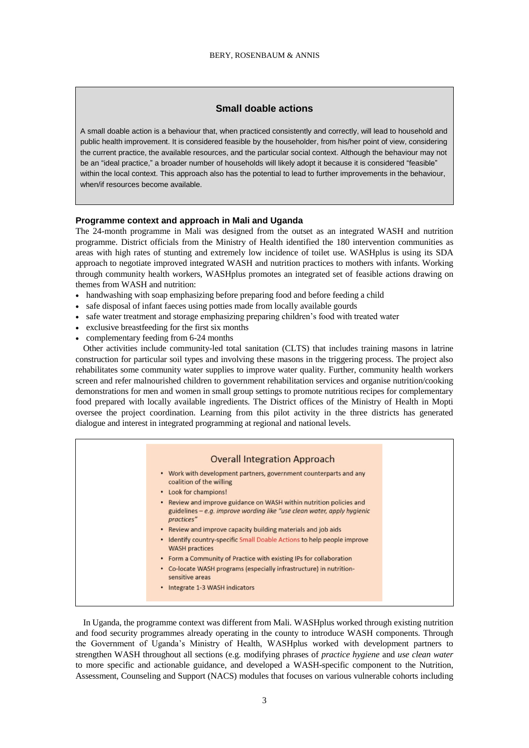### Small doable actions

A small doable action is a behaviour that, when practiced consistently and correctly, will lead to household and public health improvement. It is considered feasible by the householder, from his/her point of view, considering the current practice, the available resources, and the particular social context. Although the behaviour may not be an "ideal practice," a broader number of households will likely adopt it because it is considered "feasible" within the local context. This approach also has the potential to lead to further improvements in the behaviour, when/if resources become available.

### Programme context and approach in Mali and Uganda

The 24-month programme in Mali was designed from the outset as an integrated WASH and nutrition programme. District officials from the Ministry of Health identified the 180 intervention communities as areas with high rates of stunting and extremely low incidence of toilet use. WASHplus is using its SDA approach to negotiate improved integrated WASH and nutrition practices to mothers with infants. Working through community health workers, WASHplus promotes an integrated set of feasible actions drawing on themes from WASH and nutrition:

- handwashing with soap emphasizing before preparing food and before feeding a child
- safe disposal of infant faeces using potties made from locally available gourds
- safe water treatment and storage emphasizing preparing children's food with treated water
- exclusive breastfeeding for the first six months
- complementary feeding from 6-24 months

Other activities include community-led total sanitation (CLTS) that includes training masons in latrine construction for particular soil types and involving these masons in the triggering process. The project also rehabilitates some community water supplies to improve water quality. Further, community health workers screen and refer malnourished children to government rehabilitation services and organise nutrition/cooking demonstrations for men and women in small group settings to promote nutritious recipes for complementary food prepared with locally available ingredients. The District offices of the Ministry of Health in Mopti oversee the project coordination. Learning from this pilot activity in the three districts has generated dialogue and interest in integrated programming at regional and national levels.

### Overall Integration Approach

- Work with development partners, government counterparts and any coalition of the willing
- Look for champions!
- Review and improve guidance on WASH within nutrition policies and guidelines – *e.g. improve wording like "use clean water, apply hygienic practices"*
- Review and improve capacity building materials and job aids
- Identify country-specific Small Doable Actions to help people improve WASH practices
- Form a Community of Practice with existing IPs for collaboration
- Co-locate WASH programs (especially infrastructure) in nutrition-sensitive areas
- Integrate 1-3 WASH indicators

In Uganda, the programme context was different from Mali. WASHplus worked through existing nutrition and food security programmes already operating in the county to introduce WASH components. Through the Government of Uganda's Ministry of Health, WASHplus worked with development partners to strengthen WASH throughout all sections (e.g. modifying phrases of *practice hygiene* and *use clean water* to more specific and actionable guidance, and developed a WASH-specific component to the Nutrition, Assessment, Counseling and Support (NACS) modules that focuses on various vulnerable cohorts including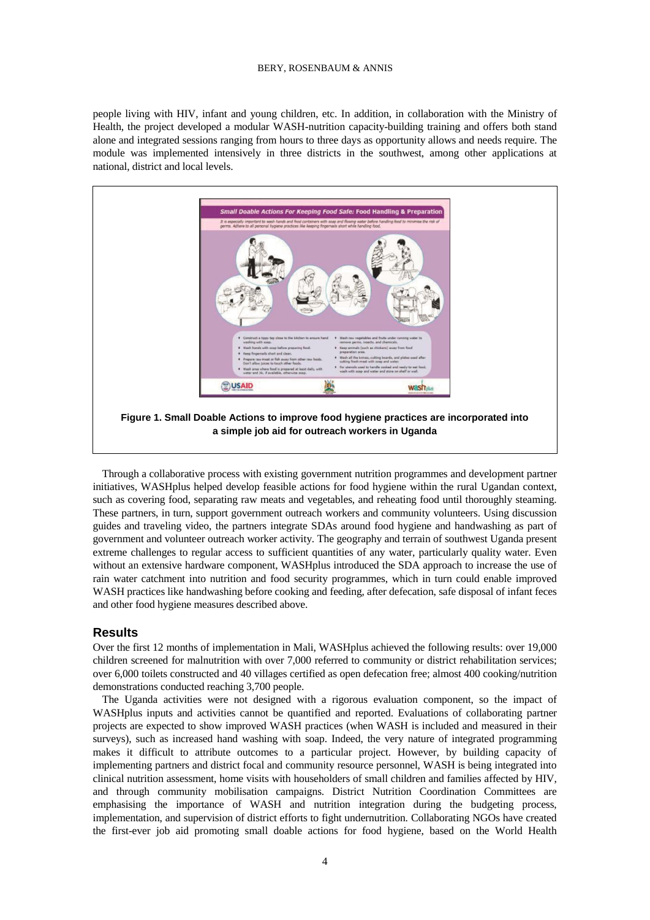people living with HIV, infant and young children, etc. In addition, in collaboration with the Ministry of Health, the project developed a modular WASH-nutrition capacity-building training and offers both stand alone and integrated sessions ranging from hours to three days as opportunity allows and needs require. The module was implemented intensively in three districts in the southwest, among other applications at national, district and local levels.

**Figure 1. Small Doable Actions to improve food hygiene practices are incorporated into a simple job aid for outreach workers in Uganda**

Through a collaborative process with existing government nutrition programmes and development partner initiatives, WASHplus helped develop feasible actions for food hygiene within the rural Ugandan context, such as covering food, separating raw meats and vegetables, and reheating food until thoroughly steaming. These partners, in turn, support government outreach workers and community volunteers. Using discussion guides and traveling video, the partners integrate SDAs around food hygiene and handwashing as part of government and volunteer outreach worker activity. The geography and terrain of southwest Uganda present extreme challenges to regular access to sufficient quantities of any water, particularly quality water. Even without an extensive hardware component, WASHplus introduced the SDA approach to increase the use of rain water catchment into nutrition and food security programmes, which in turn could enable improved WASH practices like handwashing before cooking and feeding, after defecation, safe disposal of infant feces and other food hygiene measures described above.

## Results

Over the first 12 months of implementation in Mali, WASHplus achieved the following results: over 19,000 children screened for malnutrition with over 7,000 referred to community or district rehabilitation services; over 6,000 toilets constructed and 40 villages certified as open defecation free; almost 400 cooking/nutrition demonstrations conducted reaching 3,700 people.

The Uganda activities were not designed with a rigorous evaluation component, so the impact of WASHplus inputs and activities cannot be quantified and reported. Evaluations of collaborating partner projects are expected to show improved WASH practices (when WASH is included and measured in their surveys), such as increased hand washing with soap. Indeed, the very nature of integrated programming makes it difficult to attribute outcomes to a particular project. However, by building capacity of implementing partners and district focal and community resource personnel, WASH is being integrated into clinical nutrition assessment, home visits with householders of small children and families affected by HIV, and through community mobilisation campaigns. District Nutrition Coordination Committees are emphasising the importance of WASH and nutrition integration during the budgeting process, implementation, and supervision of district efforts to fight undernutrition. Collaborating NGOs have created the first-ever job aid promoting small doable actions for food hygiene, based on the World Health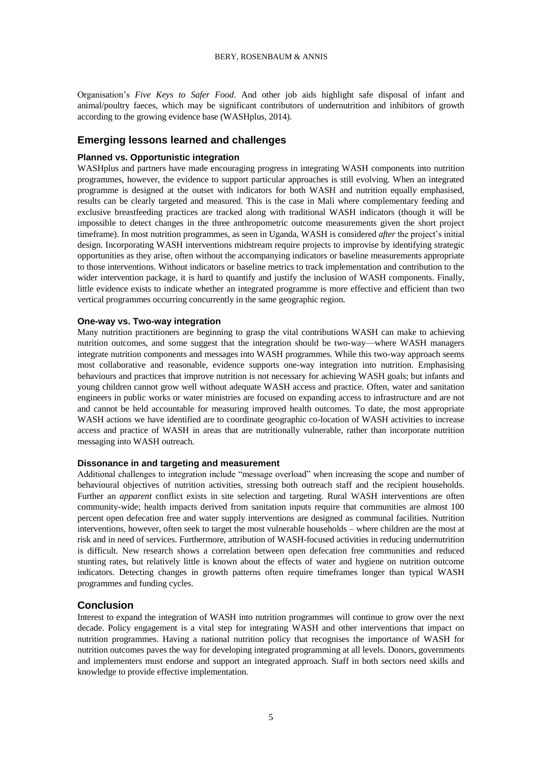Organisation's *Five Keys to Safer Food*. And other job aids highlight safe disposal of infant and animal/poultry faeces, which may be significant contributors of undernutrition and inhibitors of growth according to the growing evidence base (WASHplus, 2014).

## Emerging lessons learned and challenges

### Planned vs. Opportunistic integration

WASHplus and partners have made encouraging progress in integrating WASH components into nutrition programmes, however, the evidence to support particular approaches is still evolving. When an integrated programme is designed at the outset with indicators for both WASH and nutrition equally emphasised, results can be clearly targeted and measured. This is the case in Mali where complementary feeding and exclusive breastfeeding practices are tracked along with traditional WASH indicators (though it will be impossible to detect changes in the three anthropometric outcome measurements given the short project timeframe). In most nutrition programmes, as seen in Uganda, WASH is considered *after* the project's initial design. Incorporating WASH interventions midstream require projects to improvise by identifying strategic opportunities as they arise, often without the accompanying indicators or baseline measurements appropriate to those interventions. Without indicators or baseline metrics to track implementation and contribution to the wider intervention package, it is hard to quantify and justify the inclusion of WASH components. Finally, little evidence exists to indicate whether an integrated programme is more effective and efficient than two vertical programmes occurring concurrently in the same geographic region.

### One-way vs. Two-way integration

Many nutrition practitioners are beginning to grasp the vital contributions WASH can make to achieving nutrition outcomes, and some suggest that the integration should be two-way—where WASH managers integrate nutrition components and messages into WASH programmes. While this two-way approach seems most collaborative and reasonable, evidence supports one-way integration into nutrition. Emphasising behaviours and practices that improve nutrition is not necessary for achieving WASH goals; but infants and young children cannot grow well without adequate WASH access and practice. Often, water and sanitation engineers in public works or water ministries are focused on expanding access to infrastructure and are not and cannot be held accountable for measuring improved health outcomes. To date, the most appropriate WASH actions we have identified are to coordinate geographic co-location of WASH activities to increase access and practice of WASH in areas that are nutritionally vulnerable, rather than incorporate nutrition messaging into WASH outreach.

### Dissonance in and targeting and measurement

Additional challenges to integration include "message overload" when increasing the scope and number of behavioural objectives of nutrition activities, stressing both outreach staff and the recipient households. Further an *apparent* conflict exists in site selection and targeting. Rural WASH interventions are often community-wide; health impacts derived from sanitation inputs require that communities are almost 100 percent open defecation free and water supply interventions are designed as communal facilities. Nutrition interventions, however, often seek to target the most vulnerable households – where children are the most at risk and in need of services. Furthermore, attribution of WASH-focused activities in reducing undernutrition is difficult. New research shows a correlation between open defecation free communities and reduced stunting rates, but relatively little is known about the effects of water and hygiene on nutrition outcome indicators. Detecting changes in growth patterns often require timeframes longer than typical WASH programmes and funding cycles.

## Conclusion

Interest to expand the integration of WASH into nutrition programmes will continue to grow over the next decade. Policy engagement is a vital step for integrating WASH and other interventions that impact on nutrition programmes. Having a national nutrition policy that recognises the importance of WASH for nutrition outcomes paves the way for developing integrated programming at all levels. Donors, governments and implementers must endorse and support an integrated approach. Staff in both sectors need skills and knowledge to provide effective implementation.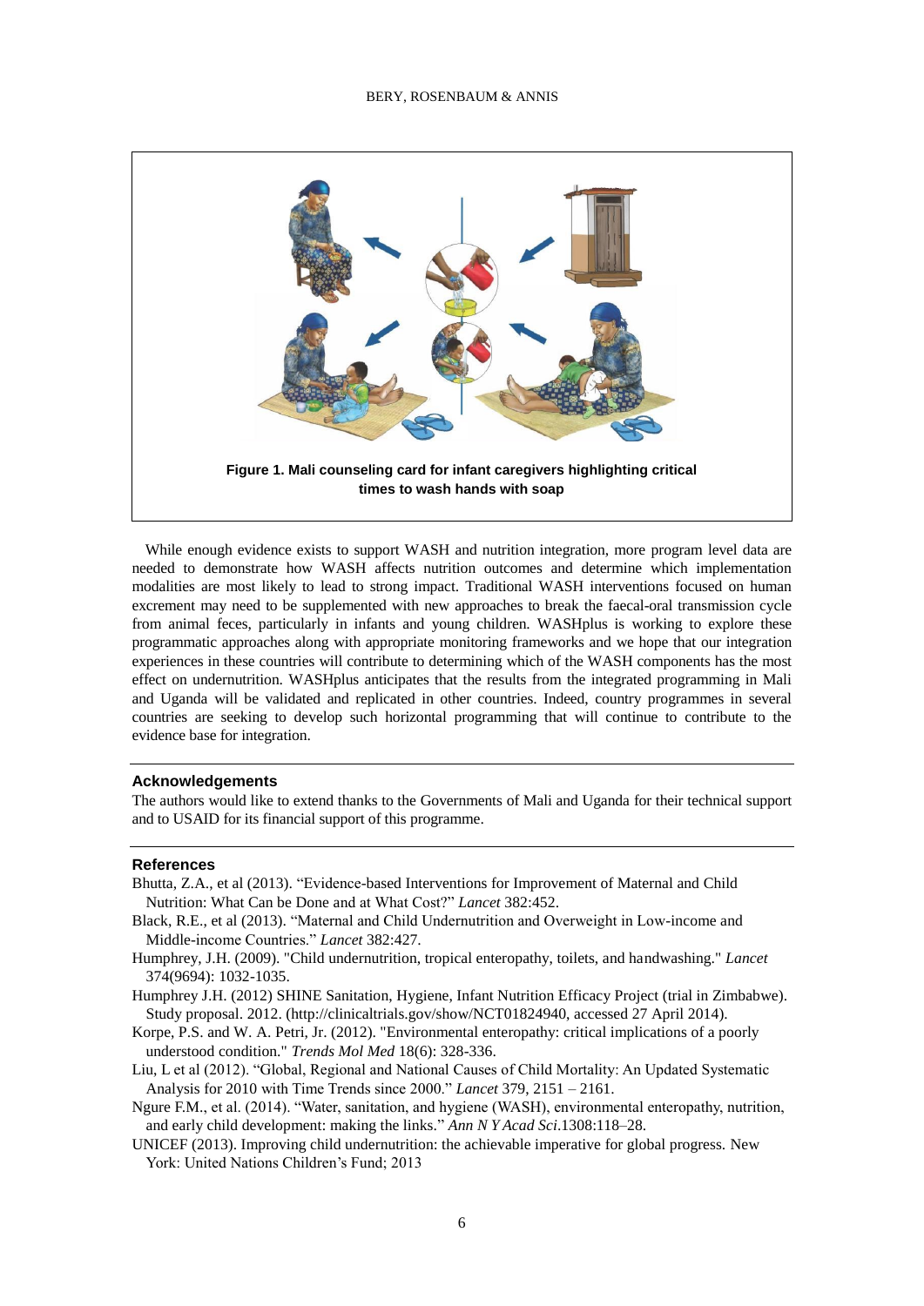**Figure 1. Mali counseling card for infant caregivers highlighting critical times to wash hands with soap**

While enough evidence exists to support WASH and nutrition integration, more program level data are needed to demonstrate how WASH affects nutrition outcomes and determine which implementation modalities are most likely to lead to strong impact. Traditional WASH interventions focused on human excrement may need to be supplemented with new approaches to break the faecal-oral transmission cycle from animal feces, particularly in infants and young children. WASHplus is working to explore these programmatic approaches along with appropriate monitoring frameworks and we hope that our integration experiences in these countries will contribute to determining which of the WASH components has the most effect on undernutrition. WASHplus anticipates that the results from the integrated programming in Mali and Uganda will be validated and replicated in other countries. Indeed, country programmes in several countries are seeking to develop such horizontal programming that will continue to contribute to the evidence base for integration.

## Acknowledgements

The authors would like to extend thanks to the Governments of Mali and Uganda for their technical support and to USAID for its financial support of this programme.

## References

Bhutta, Z.A., et al (2013). "Evidence-based Interventions for Improvement of Maternal and Child Nutrition: What Can be Done and at What Cost?" *Lancet* 382:452.

Black, R.E., et al (2013). "Maternal and Child Undernutrition and Overweight in Low-income and Middle-income Countries." *Lancet* 382:427.

Humphrey, J.H. (2009). "Child undernutrition, tropical enteropathy, toilets, and handwashing." *Lancet* 374(9694): 1032-1035.

Humphrey J.H. (2012) SHINE Sanitation, Hygiene, Infant Nutrition Efficacy Project (trial in Zimbabwe). Study proposal. 2012. (http://clinicaltrials.gov/show/NCT01824940, accessed 27 April 2014).

Korpe, P.S. and W. A. Petri, Jr. (2012). "Environmental enteropathy: critical implications of a poorly understood condition." *Trends Mol Med* 18(6): 328-336.

Liu, L et al (2012). "Global, Regional and National Causes of Child Mortality: An Updated Systematic Analysis for 2010 with Time Trends since 2000." *Lancet* 379, 2151 – 2161.

Ngure F.M., et al. (2014). "Water, sanitation, and hygiene (WASH), environmental enteropathy, nutrition, and early child development: making the links." *Ann N Y Acad Sci*.1308:118–28.

UNICEF (2013). Improving child undernutrition: the achievable imperative for global progress. New York: United Nations Children's Fund; 2013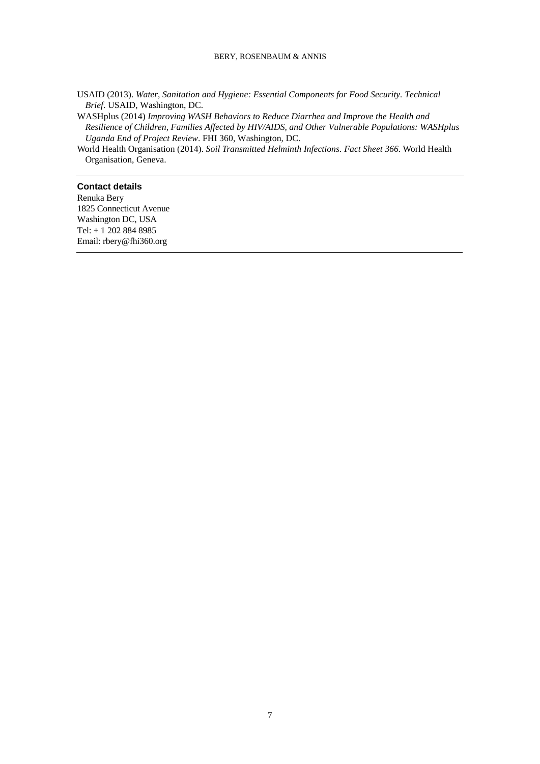USAID (2013). *Water, Sanitation and Hygiene: Essential Components for Food Security. Technical Brief*. USAID, Washington, DC.

WASHplus (2014) *Improving WASH Behaviors to Reduce Diarrhea and Improve the Health and Resilience of Children, Families Affected by HIV/AIDS, and Other Vulnerable Populations: WASHplus Uganda End of Project Review*. FHI 360, Washington, DC.

World Health Organisation (2014). *Soil Transmitted Helminth Infections. Fact Sheet 366*. World Health Organisation, Geneva.

---

**Contact details**

Renuka Bery
1825 Connecticut Avenue
Washington DC, USA
Tel: + 1 202 884 8985
Email: rbery@fhi360.org

---